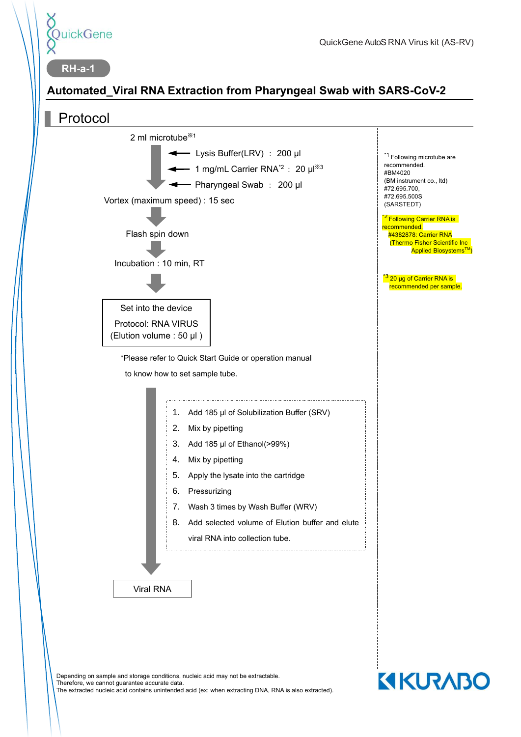QuickGene

QuickGene AutoS RNA Virus kit (AS-RV)

**RH-a-1**

# Automated_Viral RNA Extraction from Pharyngeal Swab with SARS-CoV-2

## Protocol

2 ml microtube※1

- ← Lysis Buffer(LRV) : 200 µl
- ← 1 mg/mL Carrier RNA*2 : 20 µl※3
- ← Pharyngeal Swab : 200 µl

Vortex (maximum speed) : 15 sec

↓

Flash spin down

↓

Incubation : 10 min, RT

↓

Set into the device
Protocol: RNA VIRUS
(Elution volume : 50 µl )

*Please refer to Quick Start Guide or operation manual to know how to set sample tube.

1. Add 185 µl of Solubilization Buffer (SRV)
2. Mix by pipetting
3. Add 185 µl of Ethanol(>99%)
4. Mix by pipetting
5. Apply the lysate into the cartridge
6. Pressurizing
7. Wash 3 times by Wash Buffer (WRV)
8. Add selected volume of Elution buffer and elute viral RNA into collection tube.

↓

Viral RNA

*1 Following microtube are recommended.
#BM4020
(BM instrument co., ltd)
#72.695.700,
#72.695.500S
(SARSTEDT)

*2 Following Carrier RNA is recommended.
#4382878: Carrier RNA
(Thermo Fisher Scientific Inc
Applied Biosystems™)

*3 20 µg of Carrier RNA is recommended per sample.

Depending on sample and storage conditions, nucleic acid may not be extractable.
Therefore, we cannot guarantee accurate data.
The extracted nucleic acid contains unintended acid (ex: when extracting DNA, RNA is also extracted).

KURABO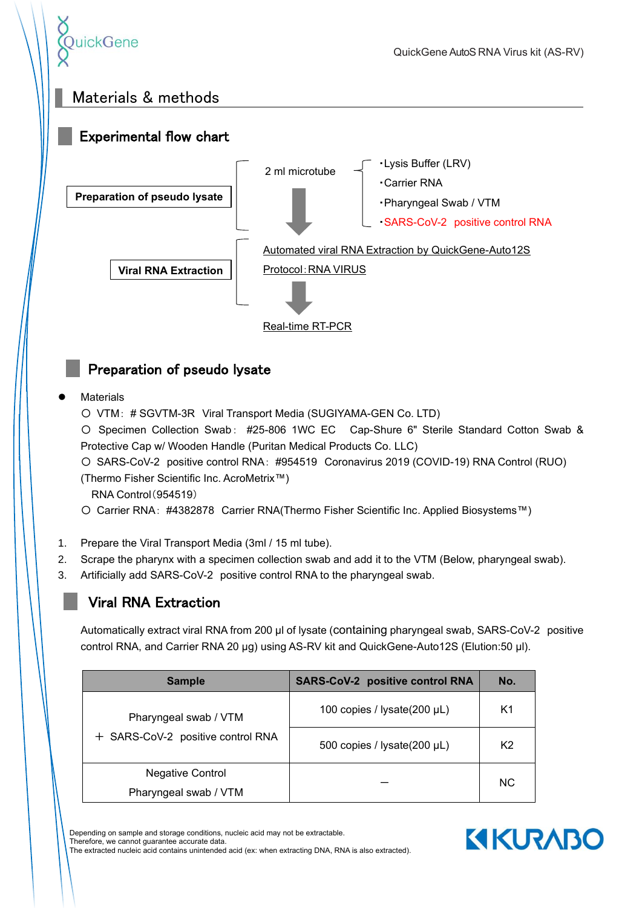## Materials & methods

### Experimental flow chart

**Preparation of pseudo lysate**

2 ml microtube

- ・Lysis Buffer (LRV)
- ・Carrier RNA
- ・Pharyngeal Swab / VTM
- ・SARS-CoV-2 positive control RNA

**Viral RNA Extraction**

Automated viral RNA Extraction by QuickGene-Auto12S

Protocol：RNA VIRUS

Real-time RT-PCR

### Preparation of pseudo lysate

- Materials

〇 VTM：＃SGVTM-3R Viral Transport Media (SUGIYAMA-GEN Co. LTD)

〇 Specimen Collection Swab： #25-806 1WC EC Cap-Shure 6" Sterile Standard Cotton Swab & Protective Cap w/ Wooden Handle (Puritan Medical Products Co. LLC)

〇 SARS-CoV-2 positive control RNA：#954519 Coronavirus 2019 (COVID-19) RNA Control (RUO) (Thermo Fisher Scientific Inc. AcroMetrix™)
RNA Control（954519）

〇 Carrier RNA：#4382878 Carrier RNA(Thermo Fisher Scientific Inc. Applied Biosystems™)

1. Prepare the Viral Transport Media (3ml / 15 ml tube).
2. Scrape the pharynx with a specimen collection swab and add it to the VTM (Below, pharyngeal swab).
3. Artificially add SARS-CoV-2 positive control RNA to the pharyngeal swab.

### Viral RNA Extraction

Automatically extract viral RNA from 200 µl of lysate (containing pharyngeal swab, SARS-CoV-2 positive control RNA, and Carrier RNA 20 µg) using AS-RV kit and QuickGene-Auto12S (Elution:50 µl).

| Sample | SARS-CoV-2 positive control RNA | No. |
|---|---|---|
| Pharyngeal swab / VTM ＋ SARS-CoV-2 positive control RNA | 100 copies / lysate(200 µL) | K1 |
| | 500 copies / lysate(200 µL) | K2 |
| Negative Control Pharyngeal swab / VTM | — | NC |

Depending on sample and storage conditions, nucleic acid may not be extractable.
Therefore, we cannot guarantee accurate data.
The extracted nucleic acid contains unintended acid (ex: when extracting DNA, RNA is also extracted).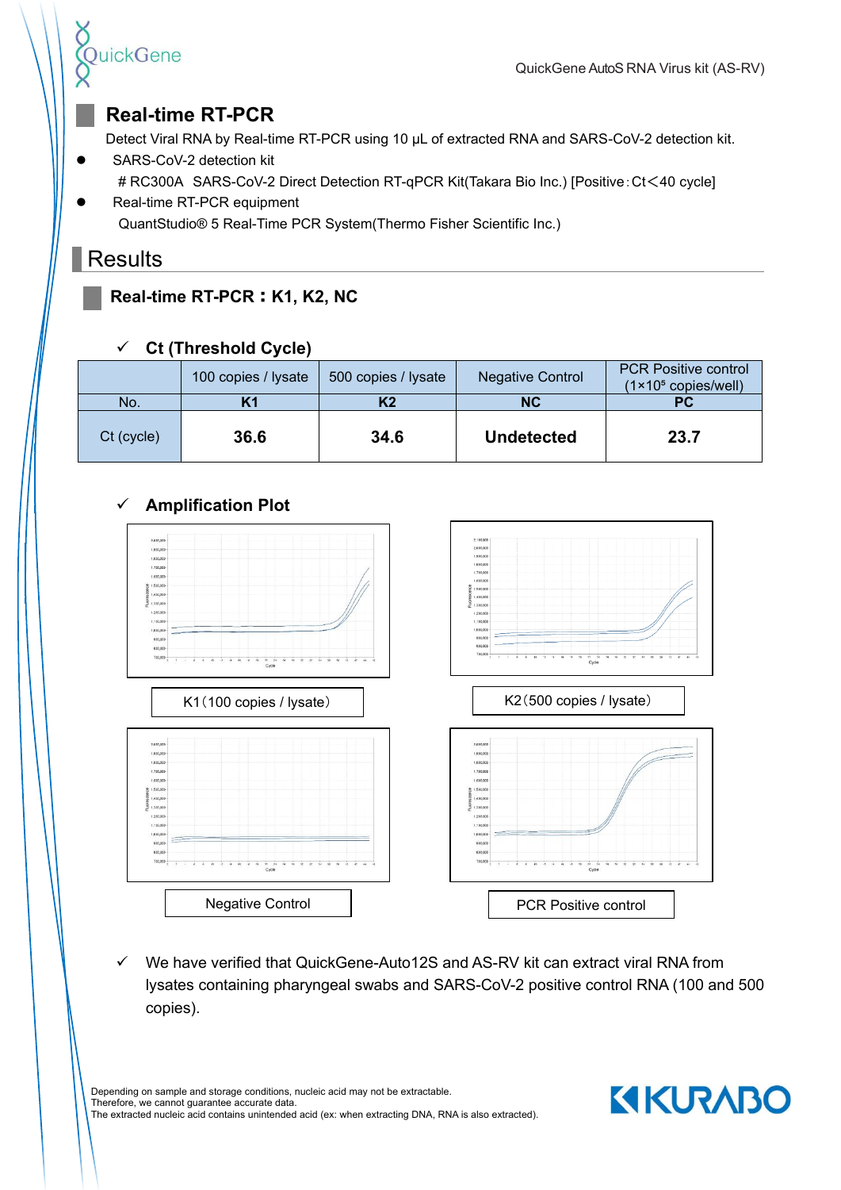## Real-time RT-PCR

Detect Viral RNA by Real-time RT-PCR using 10 µL of extracted RNA and SARS-CoV-2 detection kit.

- SARS-CoV-2 detection kit
  # RC300A SARS-CoV-2 Direct Detection RT-qPCR Kit(Takara Bio Inc.) [Positive：Ct＜40 cycle]
- Real-time RT-PCR equipment
  QuantStudio® 5 Real-Time PCR System(Thermo Fisher Scientific Inc.)

# Results

## Real-time RT-PCR：K1, K2, NC

✓ **Ct (Threshold Cycle)**

| | 100 copies / lysate | 500 copies / lysate | Negative Control | PCR Positive control ($1×10^5$ copies/well) |
|---|---|---|---|---|
| No. | **K1** | **K2** | **NC** | **PC** |
| Ct (cycle) | **36.6** | **34.6** | **Undetected** | **23.7** |

✓ **Amplification Plot**

K1（100 copies / lysate）

K2（500 copies / lysate）

Negative Control

PCR Positive control

✓ We have verified that QuickGene-Auto12S and AS-RV kit can extract viral RNA from lysates containing pharyngeal swabs and SARS-CoV-2 positive control RNA (100 and 500 copies).

Depending on sample and storage conditions, nucleic acid may not be extractable.
Therefore, we cannot guarantee accurate data.
The extracted nucleic acid contains unintended acid (ex: when extracting DNA, RNA is also extracted).